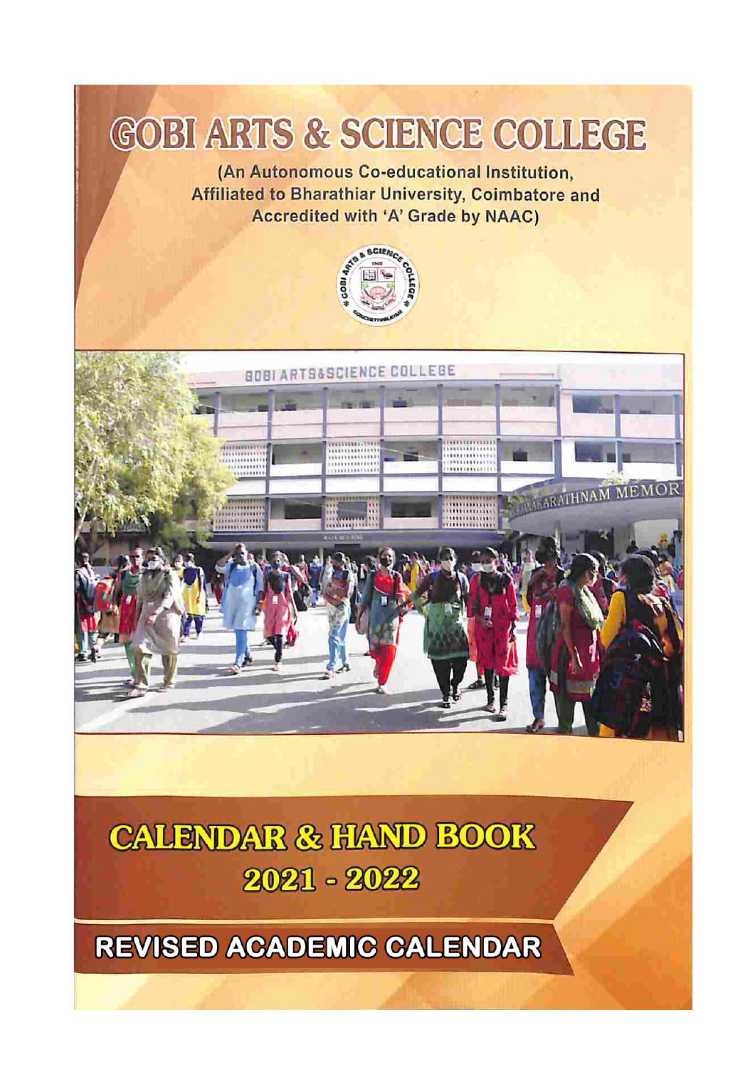# GOBI ARTS & SCIENCE COLLEGE

(An Autonomous Co-educational Institution,
Affiliated to Bharathiar University, Coimbatore and
Accredited with 'A' Grade by NAAC)

# CALENDAR & HAND BOOK
# 2021 - 2022

## REVISED ACADEMIC CALENDAR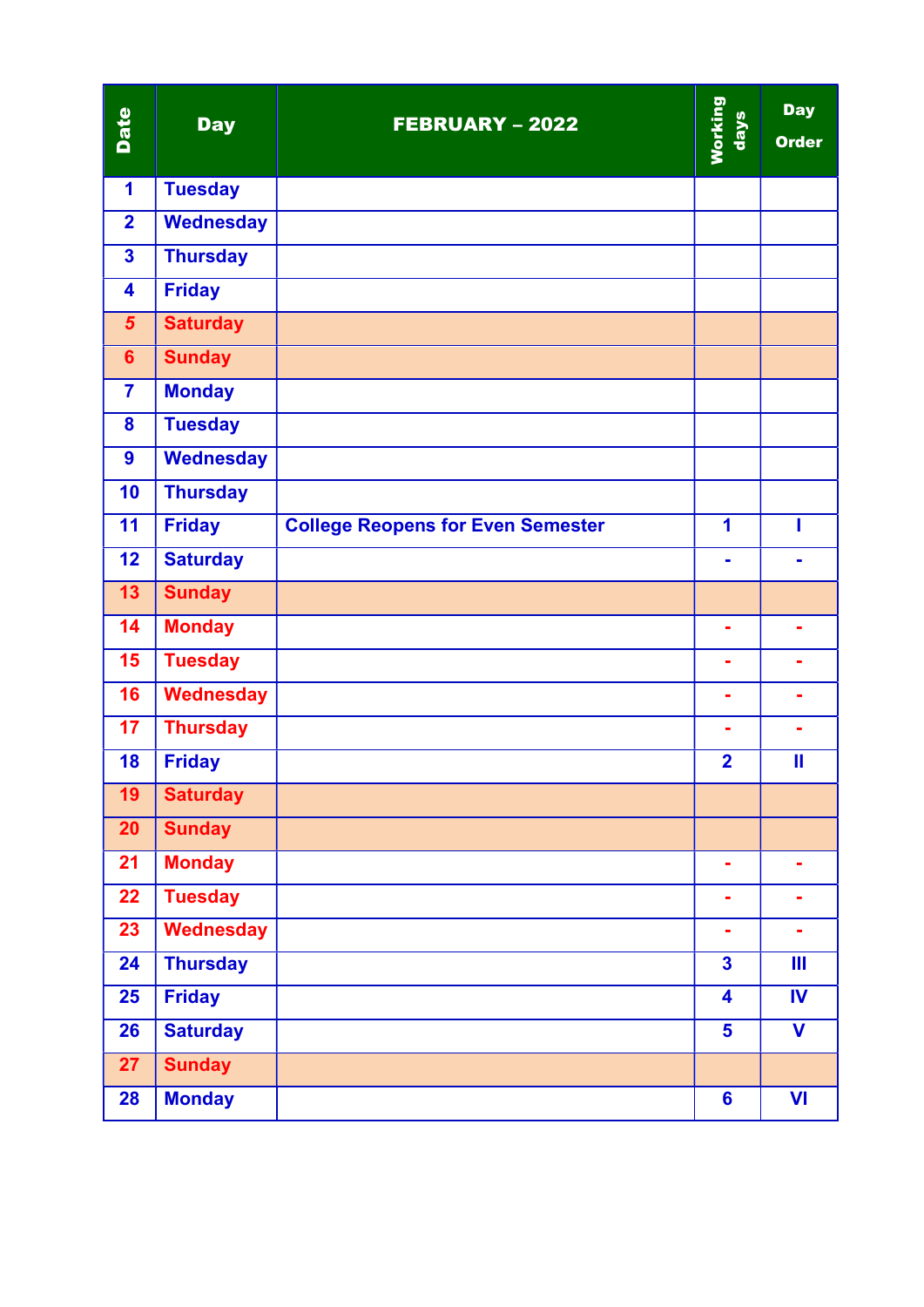| Date | Day | FEBRUARY – 2022 | Working days | Day Order |
|---|---|---|---|---|
| 1 | Tuesday | | | |
| 2 | Wednesday | | | |
| 3 | Thursday | | | |
| 4 | Friday | | | |
| 5 | Saturday | | | |
| 6 | Sunday | | | |
| 7 | Monday | | | |
| 8 | Tuesday | | | |
| 9 | Wednesday | | | |
| 10 | Thursday | | | |
| 11 | Friday | College Reopens for Even Semester | 1 | I |
| 12 | Saturday | | - | - |
| 13 | Sunday | | | |
| 14 | Monday | | - | - |
| 15 | Tuesday | | - | - |
| 16 | Wednesday | | - | - |
| 17 | Thursday | | - | - |
| 18 | Friday | | 2 | II |
| 19 | Saturday | | | |
| 20 | Sunday | | | |
| 21 | Monday | | - | - |
| 22 | Tuesday | | - | - |
| 23 | Wednesday | | - | - |
| 24 | Thursday | | 3 | III |
| 25 | Friday | | 4 | IV |
| 26 | Saturday | | 5 | V |
| 27 | Sunday | | | |
| 28 | Monday | | 6 | VI |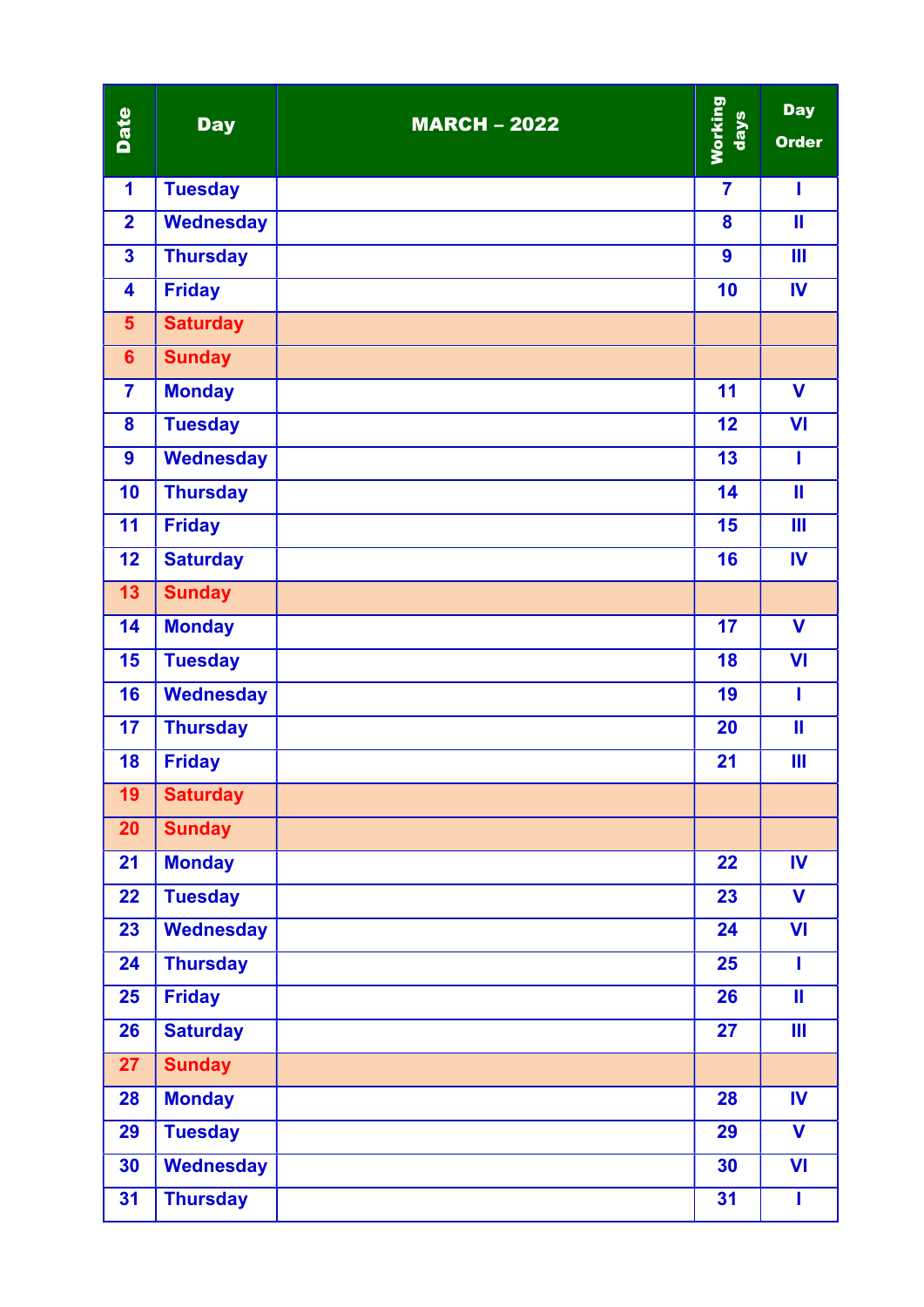| Date | Day | MARCH – 2022 | Working days | Day Order |
|---|---|---|---|---|
| 1 | Tuesday | | 7 | I |
| 2 | Wednesday | | 8 | II |
| 3 | Thursday | | 9 | III |
| 4 | Friday | | 10 | IV |
| 5 | Saturday | | | |
| 6 | Sunday | | | |
| 7 | Monday | | 11 | V |
| 8 | Tuesday | | 12 | VI |
| 9 | Wednesday | | 13 | I |
| 10 | Thursday | | 14 | II |
| 11 | Friday | | 15 | III |
| 12 | Saturday | | 16 | IV |
| 13 | Sunday | | | |
| 14 | Monday | | 17 | V |
| 15 | Tuesday | | 18 | VI |
| 16 | Wednesday | | 19 | I |
| 17 | Thursday | | 20 | II |
| 18 | Friday | | 21 | III |
| 19 | Saturday | | | |
| 20 | Sunday | | | |
| 21 | Monday | | 22 | IV |
| 22 | Tuesday | | 23 | V |
| 23 | Wednesday | | 24 | VI |
| 24 | Thursday | | 25 | I |
| 25 | Friday | | 26 | II |
| 26 | Saturday | | 27 | III |
| 27 | Sunday | | | |
| 28 | Monday | | 28 | IV |
| 29 | Tuesday | | 29 | V |
| 30 | Wednesday | | 30 | VI |
| 31 | Thursday | | 31 | I |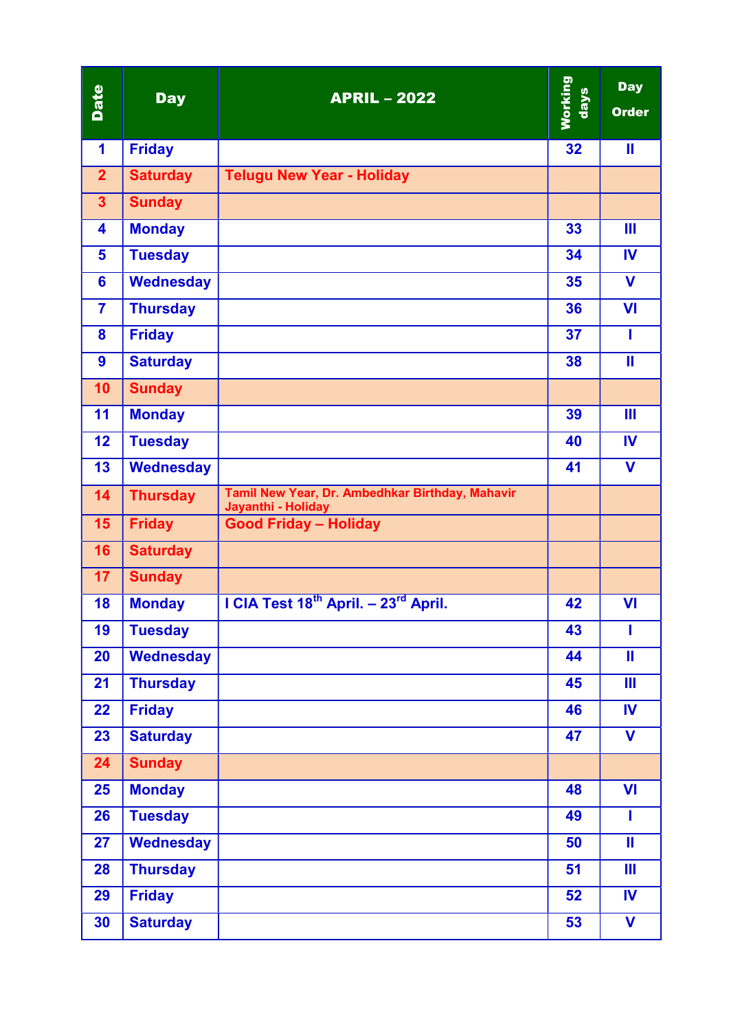| Date | Day | APRIL – 2022 | Working days | Day Order |
|---|---|---|---|---|
| 1 | Friday | | 32 | II |
| 2 | Saturday | Telugu New Year - Holiday | | |
| 3 | Sunday | | | |
| 4 | Monday | | 33 | III |
| 5 | Tuesday | | 34 | IV |
| 6 | Wednesday | | 35 | V |
| 7 | Thursday | | 36 | VI |
| 8 | Friday | | 37 | I |
| 9 | Saturday | | 38 | II |
| 10 | Sunday | | | |
| 11 | Monday | | 39 | III |
| 12 | Tuesday | | 40 | IV |
| 13 | Wednesday | | 41 | V |
| 14 | Thursday | Tamil New Year, Dr. Ambedhkar Birthday, Mahavir Jayanthi - Holiday | | |
| 15 | Friday | Good Friday – Holiday | | |
| 16 | Saturday | | | |
| 17 | Sunday | | | |
| 18 | Monday | I CIA Test 18th April. – 23rd April. | 42 | VI |
| 19 | Tuesday | | 43 | I |
| 20 | Wednesday | | 44 | II |
| 21 | Thursday | | 45 | III |
| 22 | Friday | | 46 | IV |
| 23 | Saturday | | 47 | V |
| 24 | Sunday | | | |
| 25 | Monday | | 48 | VI |
| 26 | Tuesday | | 49 | I |
| 27 | Wednesday | | 50 | II |
| 28 | Thursday | | 51 | III |
| 29 | Friday | | 52 | IV |
| 30 | Saturday | | 53 | V |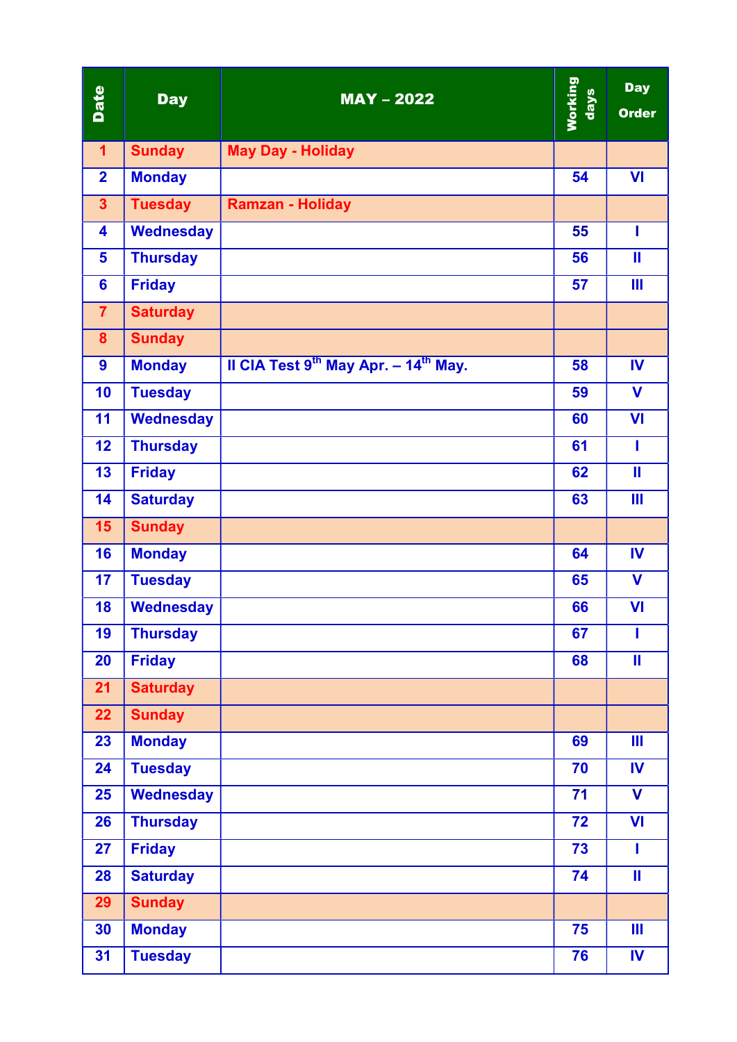| Date | Day | MAY – 2022 | Working days | Day Order |
|---|---|---|---|---|
| 1 | Sunday | May Day - Holiday | | |
| 2 | Monday | | 54 | VI |
| 3 | Tuesday | Ramzan - Holiday | | |
| 4 | Wednesday | | 55 | I |
| 5 | Thursday | | 56 | II |
| 6 | Friday | | 57 | III |
| 7 | Saturday | | | |
| 8 | Sunday | | | |
| 9 | Monday | II CIA Test 9th May Apr. – 14th May. | 58 | IV |
| 10 | Tuesday | | 59 | V |
| 11 | Wednesday | | 60 | VI |
| 12 | Thursday | | 61 | I |
| 13 | Friday | | 62 | II |
| 14 | Saturday | | 63 | III |
| 15 | Sunday | | | |
| 16 | Monday | | 64 | IV |
| 17 | Tuesday | | 65 | V |
| 18 | Wednesday | | 66 | VI |
| 19 | Thursday | | 67 | I |
| 20 | Friday | | 68 | II |
| 21 | Saturday | | | |
| 22 | Sunday | | | |
| 23 | Monday | | 69 | III |
| 24 | Tuesday | | 70 | IV |
| 25 | Wednesday | | 71 | V |
| 26 | Thursday | | 72 | VI |
| 27 | Friday | | 73 | I |
| 28 | Saturday | | 74 | II |
| 29 | Sunday | | | |
| 30 | Monday | | 75 | III |
| 31 | Tuesday | | 76 | IV |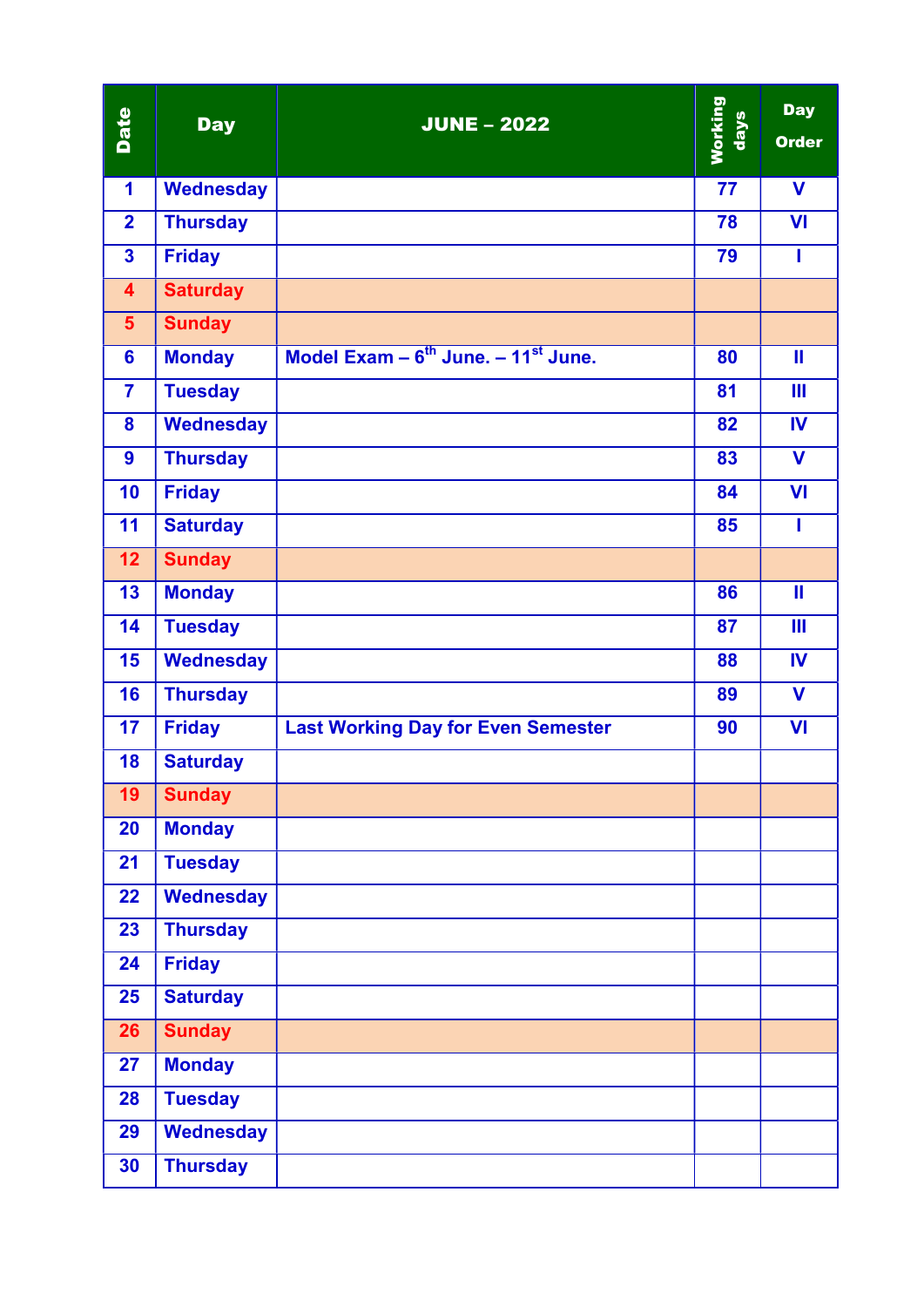| Date | Day | JUNE – 2022 | Working days | Day Order |
|---|---|---|---|---|
| 1 | Wednesday | | 77 | V |
| 2 | Thursday | | 78 | VI |
| 3 | Friday | | 79 | I |
| 4 | Saturday | | | |
| 5 | Sunday | | | |
| 6 | Monday | Model Exam – 6th June. – 11st June. | 80 | II |
| 7 | Tuesday | | 81 | III |
| 8 | Wednesday | | 82 | IV |
| 9 | Thursday | | 83 | V |
| 10 | Friday | | 84 | VI |
| 11 | Saturday | | 85 | I |
| 12 | Sunday | | | |
| 13 | Monday | | 86 | II |
| 14 | Tuesday | | 87 | III |
| 15 | Wednesday | | 88 | IV |
| 16 | Thursday | | 89 | V |
| 17 | Friday | Last Working Day for Even Semester | 90 | VI |
| 18 | Saturday | | | |
| 19 | Sunday | | | |
| 20 | Monday | | | |
| 21 | Tuesday | | | |
| 22 | Wednesday | | | |
| 23 | Thursday | | | |
| 24 | Friday | | | |
| 25 | Saturday | | | |
| 26 | Sunday | | | |
| 27 | Monday | | | |
| 28 | Tuesday | | | |
| 29 | Wednesday | | | |
| 30 | Thursday | | | |